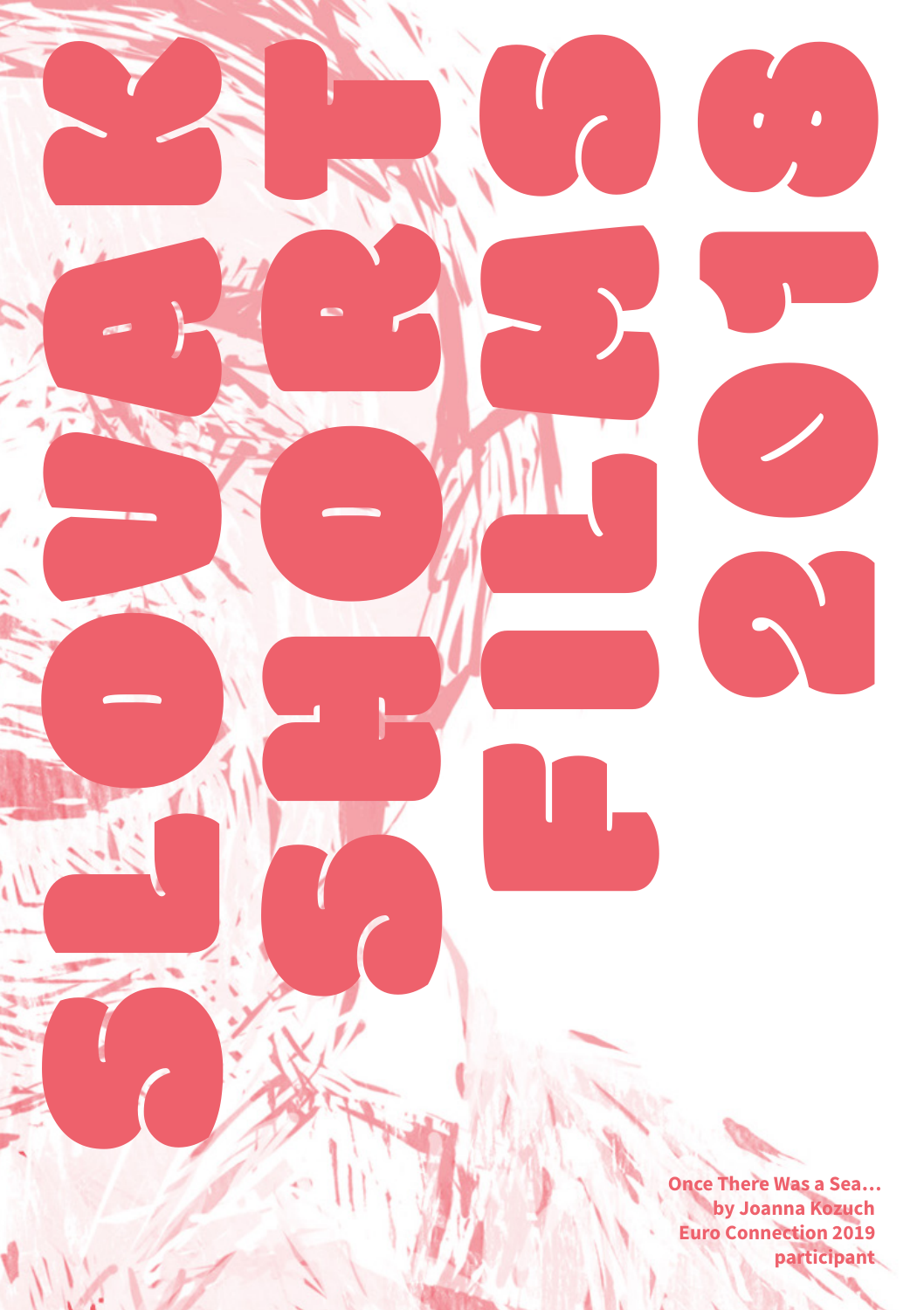# SLOVAK SHORT FILMS 2018

**Once There Was a Sea...**
**by Joanna Kozuch**
**Euro Connection 2019**
**participant**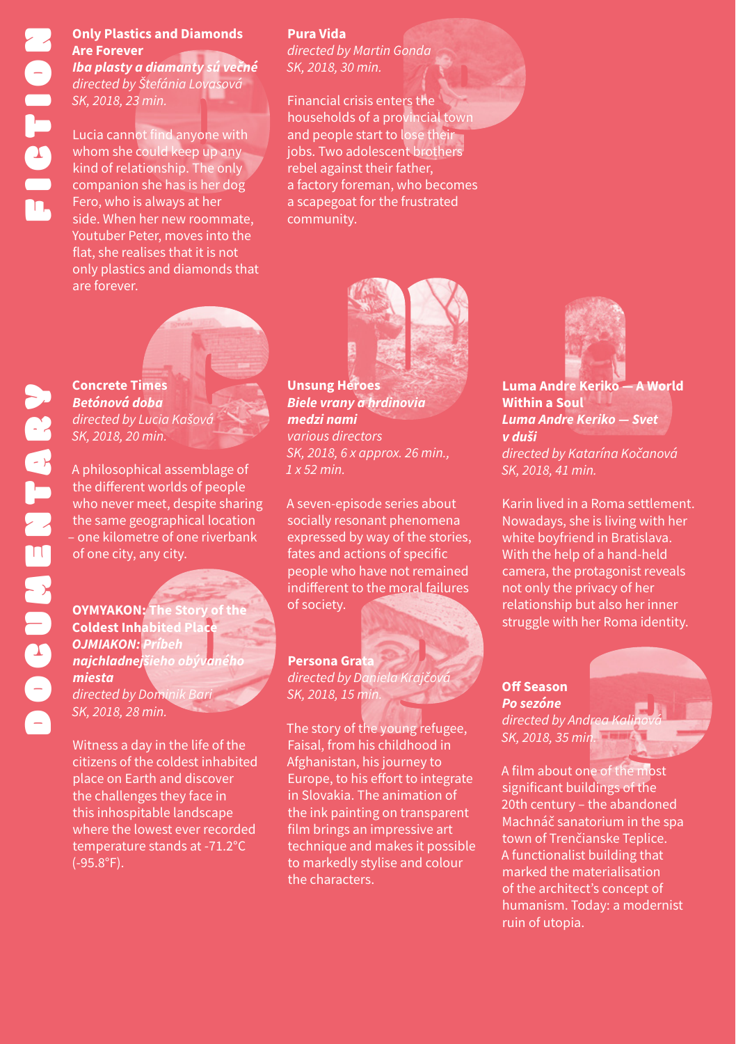# FICTION

**Only Plastics and Diamonds Are Forever**
***Iba plasty a diamanty sú večné***
*directed by Štefánia Lovasová*
*SK, 2018, 23 min.*

Lucia cannot find anyone with whom she could keep up any kind of relationship. The only companion she has is her dog Fero, who is always at her side. When her new roommate, Youtuber Peter, moves into the flat, she realises that it is not only plastics and diamonds that are forever.

**Pura Vida**
*directed by Martin Gonda*
*SK, 2018, 30 min.*

Financial crisis enters the households of a provincial town and people start to lose their jobs. Two adolescent brothers rebel against their father, a factory foreman, who becomes a scapegoat for the frustrated community.

# DOCUMENTARY

**Concrete Times**
***Betónová doba***
*directed by Lucia Kašová*
*SK, 2018, 20 min.*

A philosophical assemblage of the different worlds of people who never meet, despite sharing the same geographical location – one kilometre of one riverbank of one city, any city.

**OYMYAKON: The Story of the Coldest Inhabited Place**
***OJMIAKON: Príbeh najchladnejšieho obývaného miesta***
*directed by Dominik Bari*
*SK, 2018, 28 min.*

Witness a day in the life of the citizens of the coldest inhabited place on Earth and discover the challenges they face in this inhospitable landscape where the lowest ever recorded temperature stands at -71.2°C (-95.8°F).

**Unsung Heroes**
***Biele vrany a hrdinovia medzi nami***
*various directors*
*SK, 2018, 6 x approx. 26 min., 1 x 52 min.*

A seven-episode series about socially resonant phenomena expressed by way of the stories, fates and actions of specific people who have not remained indifferent to the moral failures of society.

**Persona Grata**
*directed by Daniela Krajčová*
*SK, 2018, 15 min.*

The story of the young refugee, Faisal, from his childhood in Afghanistan, his journey to Europe, to his effort to integrate in Slovakia. The animation of the ink painting on transparent film brings an impressive art technique and makes it possible to markedly stylise and colour the characters.

**Luma Andre Keriko — A World Within a Soul**
***Luma Andre Keriko — Svet v duši***
*directed by Katarína Kočanová*
*SK, 2018, 41 min.*

Karin lived in a Roma settlement. Nowadays, she is living with her white boyfriend in Bratislava. With the help of a hand-held camera, the protagonist reveals not only the privacy of her relationship but also her inner struggle with her Roma identity.

**Off Season**
***Po sezóne***
*directed by Andrea Kalinová*
*SK, 2018, 35 min.*

A film about one of the most significant buildings of the 20th century – the abandoned Machnáč sanatorium in the spa town of Trenčianske Teplice. A functionalist building that marked the materialisation of the architect's concept of humanism. Today: a modernist ruin of utopia.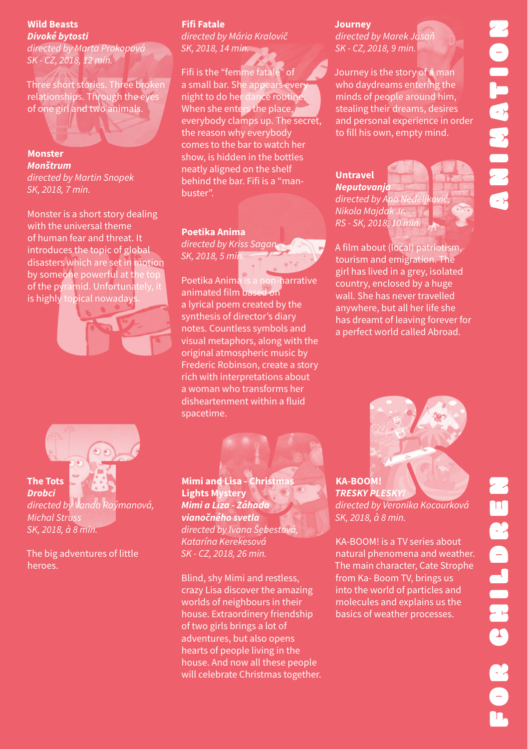# ANIMATION

### Wild Beasts
***Divoké bytosti***
*directed by Marta Prokopová*
*SK - CZ, 2018, 12 min.*

Three short stories. Three broken relationships. Through the eyes of one girl and two animals.

### Monster
***Monštrum***
*directed by Martin Snopek*
*SK, 2018, 7 min.*

Monster is a short story dealing with the universal theme of human fear and threat. It introduces the topic of global disasters which are set in motion by someone powerful at the top of the pyramid. Unfortunately, it is highly topical nowadays.

### Fifi Fatale
*directed by Mária Kralovič*
*SK, 2018, 14 min.*

Fifi is the "femme fatale" of a small bar. She appears every night to do her dance routine. When she enters the place, everybody clamps up. The secret, the reason why everybody comes to the bar to watch her show, is hidden in the bottles neatly aligned on the shelf behind the bar. Fifi is a "man-buster".

### Poetika Anima
*directed by Kriss Sagan*
*SK, 2018, 5 min.*

Poetika Anima is a non-narrative animated film based on a lyrical poem created by the synthesis of director's diary notes. Countless symbols and visual metaphors, along with the original atmospheric music by Frederic Robinson, create a story rich with interpretations about a woman who transforms her disheartenment within a fluid spacetime.

### Journey
*directed by Marek Jasaň*
*SK - CZ, 2018, 9 min.*

Journey is the story of a man who daydreams entering the minds of people around him, stealing their dreams, desires and personal experience in order to fill his own, empty mind.

### Untravel
***Neputovanja***
*directed by Ana Nedeljković, Nikola Majdak Jr.*
*RS - SK, 2018, 10 min.*

A film about (local) patriotism, tourism and emigration. The girl has lived in a grey, isolated country, enclosed by a huge wall. She has never travelled anywhere, but all her life she has dreamt of leaving forever for a perfect world called Abroad.

# FOR CHILDREN

### The Tots
***Drobci***
*directed by Vanda Raýmanová, Michal Struss*
*SK, 2018, à 8 min.*

The big adventures of little heroes.

### Mimi and Lisa - Christmas Lights Mystery
***Mimi a Liza - Záhada vianočného svetla***
*directed by Ivana Šebestová, Katarína Kerekesová*
*SK - CZ, 2018, 26 min.*

Blind, shy Mimi and restless, crazy Lisa discover the amazing worlds of neighbours in their house. Extraordinery friendship of two girls brings a lot of adventures, but also opens hearts of people living in the house. And now all these people will celebrate Christmas together.

### KA-BOOM!
***TRESKY PLESKY!***
*directed by Veronika Kocourková*
*SK, 2018, à 8 min.*

KA-BOOM! is a TV series about natural phenomena and weather. The main character, Cate Strophe from Ka- Boom TV, brings us into the world of particles and molecules and explains us the basics of weather processes.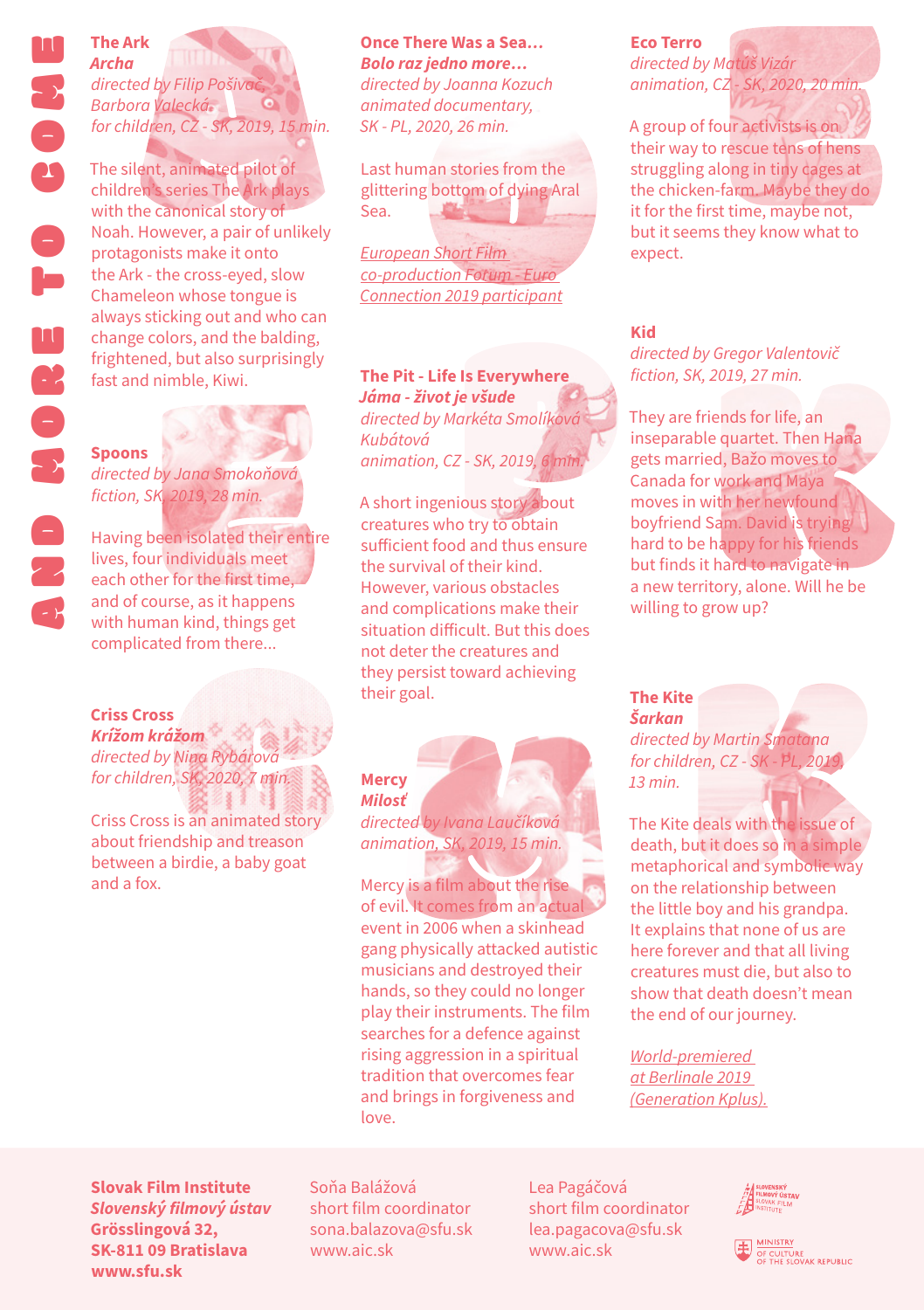# AND MORE TO COME

### The Ark
***Archa***
*directed by Filip Pošivač, Barbora Valecká*
*for children, CZ - SK, 2019, 15 min.*

The silent, animated pilot of children's series The Ark plays with the canonical story of Noah. However, a pair of unlikely protagonists make it onto the Ark - the cross-eyed, slow Chameleon whose tongue is always sticking out and who can change colors, and the balding, frightened, but also surprisingly fast and nimble, Kiwi.

### Spoons
*directed by Jana Smokoňová*
*fiction, SK, 2019, 28 min.*

Having been isolated their entire lives, four individuals meet each other for the first time, and of course, as it happens with human kind, things get complicated from there...

### Criss Cross
***Krížom krážom***
*directed by Nina Rybárová*
*for children, SK, 2020, 7 min.*

Criss Cross is an animated story about friendship and treason between a birdie, a baby goat and a fox.

### Once There Was a Sea...
***Bolo raz jedno more...***
*directed by Joanna Kozuch*
*animated documentary, SK - PL, 2020, 26 min.*

Last human stories from the glittering bottom of dying Aral Sea.

European Short Film co-production Forum - Euro Connection 2019 participant

### The Pit - Life Is Everywhere
***Jáma - život je všude***
*directed by Markéta Smolíková Kubátová*
*animation, CZ - SK, 2019, 6 min.*

A short ingenious story about creatures who try to obtain sufficient food and thus ensure the survival of their kind. However, various obstacles and complications make their situation difficult. But this does not deter the creatures and they persist toward achieving their goal.

### Mercy
***Milosť***
*directed by Ivana Laučíková*
*animation, SK, 2019, 15 min.*

Mercy is a film about the rise of evil. It comes from an actual event in 2006 when a skinhead gang physically attacked autistic musicians and destroyed their hands, so they could no longer play their instruments. The film searches for a defence against rising aggression in a spiritual tradition that overcomes fear and brings in forgiveness and love.

### Eco Terro
*directed by Matúš Vizár*
*animation, CZ - SK, 2020, 20 min.*

A group of four activists is on their way to rescue tens of hens struggling along in tiny cages at the chicken-farm. Maybe they do it for the first time, maybe not, but it seems they know what to expect.

### Kid
*directed by Gregor Valentovič*
*fiction, SK, 2019, 27 min.*

They are friends for life, an inseparable quartet. Then Hana gets married, Bažo moves to Canada for work and Maya moves in with her newfound boyfriend Sam. David is trying hard to be happy for his friends but finds it hard to navigate in a new territory, alone. Will he be willing to grow up?

### The Kite
***Šarkan***
*directed by Martin Smatana*
*for children, CZ - SK - PL, 2019, 13 min.*

The Kite deals with the issue of death, but it does so in a simple metaphorical and symbolic way on the relationship between the little boy and his grandpa. It explains that none of us are here forever and that all living creatures must die, but also to show that death doesn't mean the end of our journey.

World-premiered at Berlinale 2019 (Generation Kplus).

---

**Slovak Film Institute**
***Slovenský filmový ústav***
**Grösslingová 32,**
**SK-811 09 Bratislava**
**www.sfu.sk**

Soňa Balážová
short film coordinator
sona.balazova@sfu.sk
www.aic.sk

Lea Pagáčová
short film coordinator
lea.pagacova@sfu.sk
www.aic.sk

SLOVENSKÝ FILMOVÝ ÚSTAV SLOVAK FILM INSTITUTE

MINISTRY OF CULTURE OF THE SLOVAK REPUBLIC